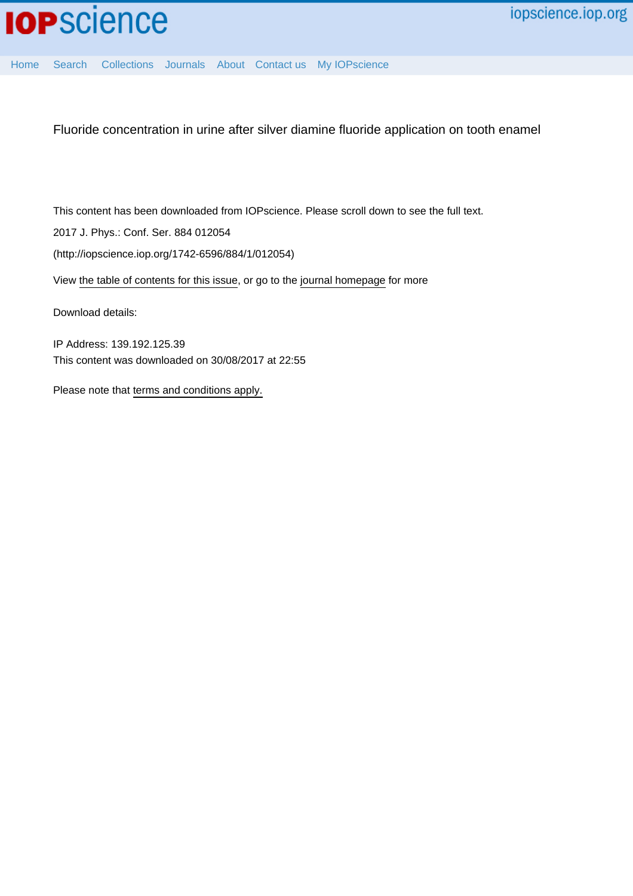# Fluoride concentration in urine after silver diamine fluoride application on tooth enamel

This content has been downloaded from IOPscience. Please scroll down to see the full text.

2017 J. Phys.: Conf. Ser. 884 012054

(http://iopscience.iop.org/1742-6596/884/1/012054)

View the table of contents for this issue, or go to the journal homepage for more

Download details:

IP Address: 139.192.125.39
This content was downloaded on 30/08/2017 at 22:55

Please note that terms and conditions apply.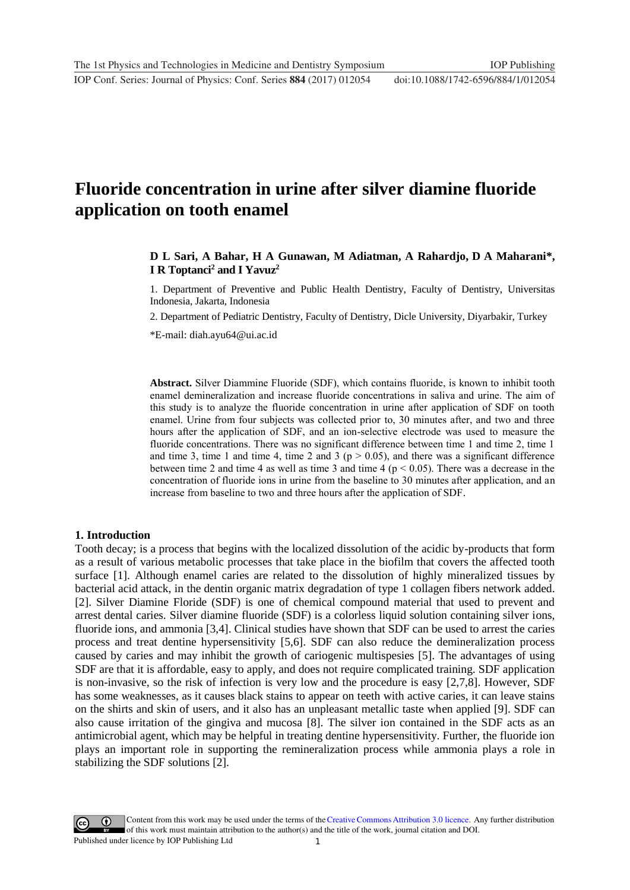# Fluoride concentration in urine after silver diamine fluoride application on tooth enamel

**D L Sari, A Bahar, H A Gunawan, M Adiatman, A Rahardjo, D A Maharani\*, I R Toptanci[2] and I Yavuz[2]**

1. Department of Preventive and Public Health Dentistry, Faculty of Dentistry, Universitas Indonesia, Jakarta, Indonesia

2. Department of Pediatric Dentistry, Faculty of Dentistry, Dicle University, Diyarbakir, Turkey

\*E-mail: diah.ayu64@ui.ac.id

**Abstract.** Silver Diammine Fluoride (SDF), which contains fluoride, is known to inhibit tooth enamel demineralization and increase fluoride concentrations in saliva and urine. The aim of this study is to analyze the fluoride concentration in urine after application of SDF on tooth enamel. Urine from four subjects was collected prior to, 30 minutes after, and two and three hours after the application of SDF, and an ion-selective electrode was used to measure the fluoride concentrations. There was no significant difference between time 1 and time 2, time 1 and time 3, time 1 and time 4, time 2 and 3 ($p > 0.05$), and there was a significant difference between time 2 and time 4 as well as time 3 and time 4 ($p < 0.05$). There was a decrease in the concentration of fluoride ions in urine from the baseline to 30 minutes after application, and an increase from baseline to two and three hours after the application of SDF.

## 1. Introduction

Tooth decay; is a process that begins with the localized dissolution of the acidic by-products that form as a result of various metabolic processes that take place in the biofilm that covers the affected tooth surface [1]. Although enamel caries are related to the dissolution of highly mineralized tissues by bacterial acid attack, in the dentin organic matrix degradation of type 1 collagen fibers network added. [2]. Silver Diamine Floride (SDF) is one of chemical compound material that used to prevent and arrest dental caries. Silver diamine fluoride (SDF) is a colorless liquid solution containing silver ions, fluoride ions, and ammonia [3,4]. Clinical studies have shown that SDF can be used to arrest the caries process and treat dentine hypersensitivity [5,6]. SDF can also reduce the demineralization process caused by caries and may inhibit the growth of cariogenic multispesies [5]. The advantages of using SDF are that it is affordable, easy to apply, and does not require complicated training. SDF application is non-invasive, so the risk of infection is very low and the procedure is easy [2,7,8]. However, SDF has some weaknesses, as it causes black stains to appear on teeth with active caries, it can leave stains on the shirts and skin of users, and it also has an unpleasant metallic taste when applied [9]. SDF can also cause irritation of the gingiva and mucosa [8]. The silver ion contained in the SDF acts as an antimicrobial agent, which may be helpful in treating dentine hypersensitivity. Further, the fluoride ion plays an important role in supporting the remineralization process while ammonia plays a role in stabilizing the SDF solutions [2].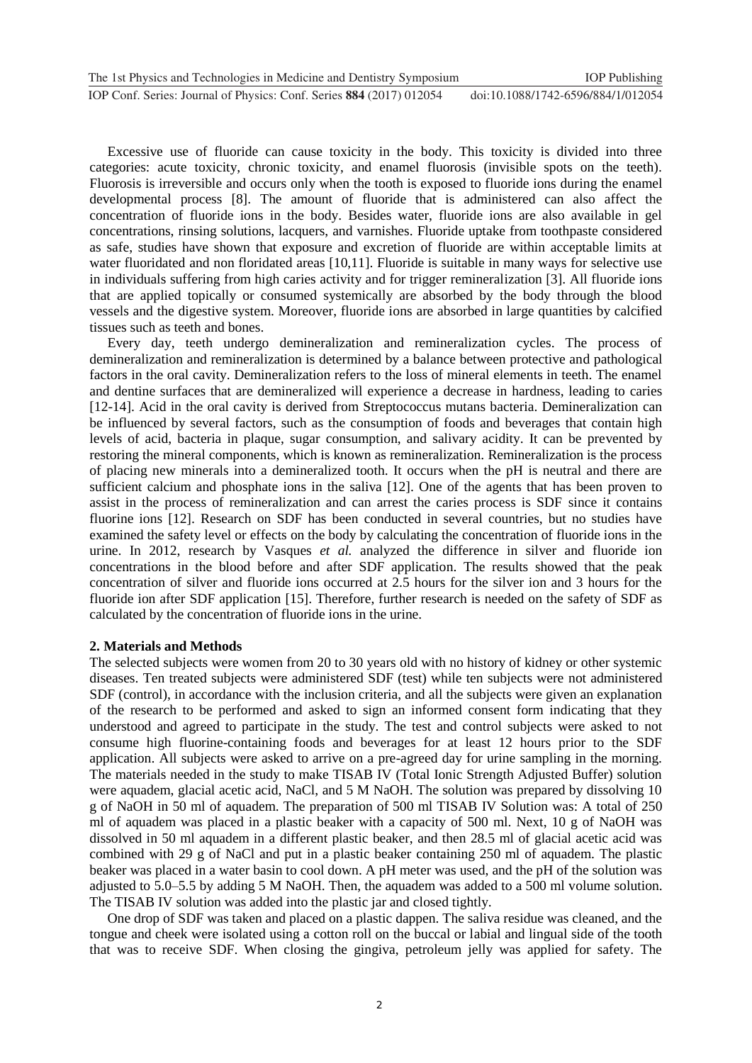Excessive use of fluoride can cause toxicity in the body. This toxicity is divided into three categories: acute toxicity, chronic toxicity, and enamel fluorosis (invisible spots on the teeth). Fluorosis is irreversible and occurs only when the tooth is exposed to fluoride ions during the enamel developmental process [8]. The amount of fluoride that is administered can also affect the concentration of fluoride ions in the body. Besides water, fluoride ions are also available in gel concentrations, rinsing solutions, lacquers, and varnishes. Fluoride uptake from toothpaste considered as safe, studies have shown that exposure and excretion of fluoride are within acceptable limits at water fluoridated and non floridated areas [10,11]. Fluoride is suitable in many ways for selective use in individuals suffering from high caries activity and for trigger remineralization [3]. All fluoride ions that are applied topically or consumed systemically are absorbed by the body through the blood vessels and the digestive system. Moreover, fluoride ions are absorbed in large quantities by calcified tissues such as teeth and bones.

Every day, teeth undergo demineralization and remineralization cycles. The process of demineralization and remineralization is determined by a balance between protective and pathological factors in the oral cavity. Demineralization refers to the loss of mineral elements in teeth. The enamel and dentine surfaces that are demineralized will experience a decrease in hardness, leading to caries [12-14]. Acid in the oral cavity is derived from Streptococcus mutans bacteria. Demineralization can be influenced by several factors, such as the consumption of foods and beverages that contain high levels of acid, bacteria in plaque, sugar consumption, and salivary acidity. It can be prevented by restoring the mineral components, which is known as remineralization. Remineralization is the process of placing new minerals into a demineralized tooth. It occurs when the pH is neutral and there are sufficient calcium and phosphate ions in the saliva [12]. One of the agents that has been proven to assist in the process of remineralization and can arrest the caries process is SDF since it contains fluorine ions [12]. Research on SDF has been conducted in several countries, but no studies have examined the safety level or effects on the body by calculating the concentration of fluoride ions in the urine. In 2012, research by Vasques *et al.* analyzed the difference in silver and fluoride ion concentrations in the blood before and after SDF application. The results showed that the peak concentration of silver and fluoride ions occurred at 2.5 hours for the silver ion and 3 hours for the fluoride ion after SDF application [15]. Therefore, further research is needed on the safety of SDF as calculated by the concentration of fluoride ions in the urine.

## 2. Materials and Methods

The selected subjects were women from 20 to 30 years old with no history of kidney or other systemic diseases. Ten treated subjects were administered SDF (test) while ten subjects were not administered SDF (control), in accordance with the inclusion criteria, and all the subjects were given an explanation of the research to be performed and asked to sign an informed consent form indicating that they understood and agreed to participate in the study. The test and control subjects were asked to not consume high fluorine-containing foods and beverages for at least 12 hours prior to the SDF application. All subjects were asked to arrive on a pre-agreed day for urine sampling in the morning. The materials needed in the study to make TISAB IV (Total Ionic Strength Adjusted Buffer) solution were aquadem, glacial acetic acid, NaCl, and 5 M NaOH. The solution was prepared by dissolving 10 g of NaOH in 50 ml of aquadem. The preparation of 500 ml TISAB IV Solution was: A total of 250 ml of aquadem was placed in a plastic beaker with a capacity of 500 ml. Next, 10 g of NaOH was dissolved in 50 ml aquadem in a different plastic beaker, and then 28.5 ml of glacial acetic acid was combined with 29 g of NaCl and put in a plastic beaker containing 250 ml of aquadem. The plastic beaker was placed in a water basin to cool down. A pH meter was used, and the pH of the solution was adjusted to 5.0–5.5 by adding 5 M NaOH. Then, the aquadem was added to a 500 ml volume solution. The TISAB IV solution was added into the plastic jar and closed tightly.

One drop of SDF was taken and placed on a plastic dappen. The saliva residue was cleaned, and the tongue and cheek were isolated using a cotton roll on the buccal or labial and lingual side of the tooth that was to receive SDF. When closing the gingiva, petroleum jelly was applied for safety. The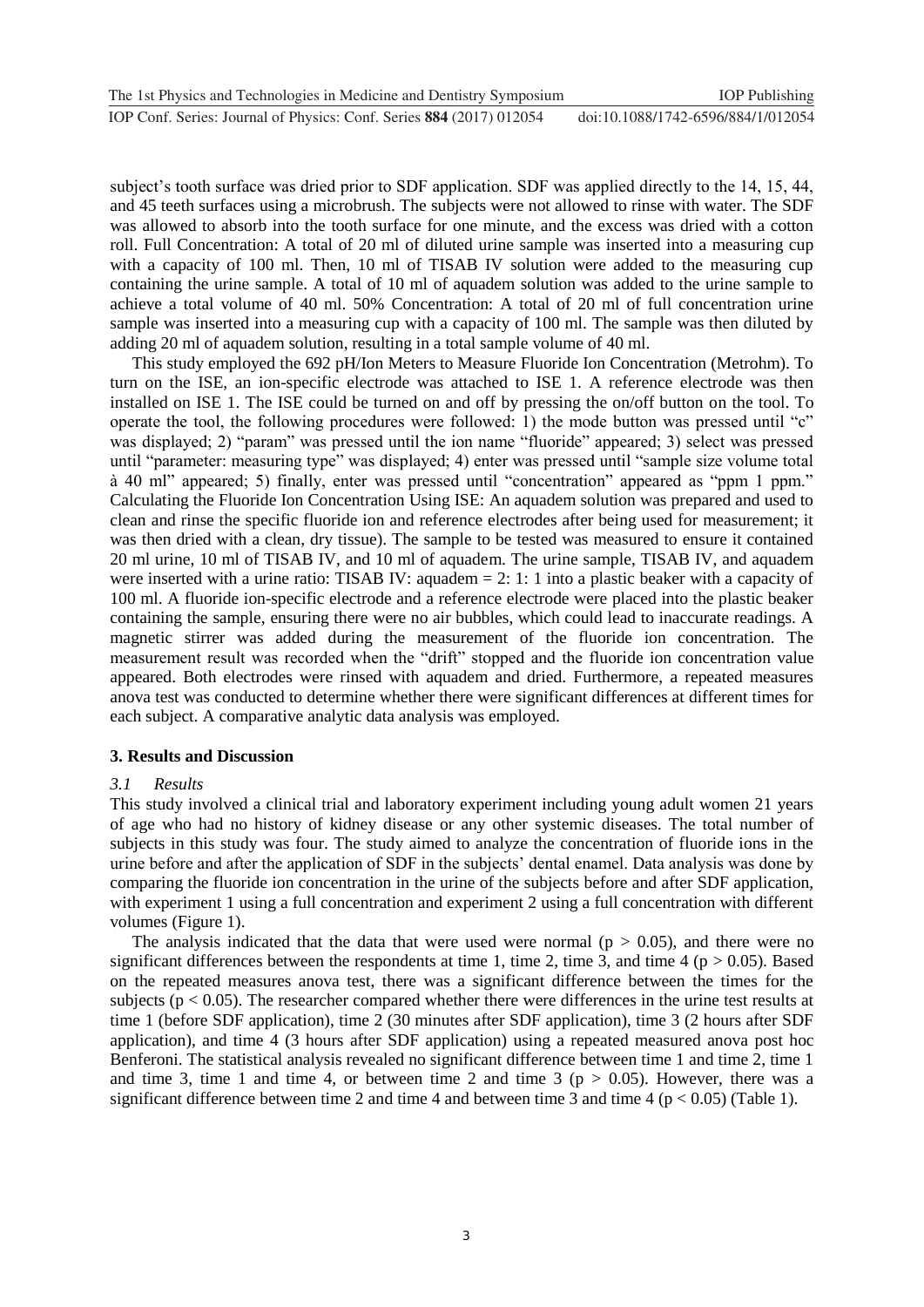subject's tooth surface was dried prior to SDF application. SDF was applied directly to the 14, 15, 44, and 45 teeth surfaces using a microbrush. The subjects were not allowed to rinse with water. The SDF was allowed to absorb into the tooth surface for one minute, and the excess was dried with a cotton roll. Full Concentration: A total of 20 ml of diluted urine sample was inserted into a measuring cup with a capacity of 100 ml. Then, 10 ml of TISAB IV solution were added to the measuring cup containing the urine sample. A total of 10 ml of aquadem solution was added to the urine sample to achieve a total volume of 40 ml. 50% Concentration: A total of 20 ml of full concentration urine sample was inserted into a measuring cup with a capacity of 100 ml. The sample was then diluted by adding 20 ml of aquadem solution, resulting in a total sample volume of 40 ml.

This study employed the 692 pH/Ion Meters to Measure Fluoride Ion Concentration (Metrohm). To turn on the ISE, an ion-specific electrode was attached to ISE 1. A reference electrode was then installed on ISE 1. The ISE could be turned on and off by pressing the on/off button on the tool. To operate the tool, the following procedures were followed: 1) the mode button was pressed until "c" was displayed; 2) "param" was pressed until the ion name "fluoride" appeared; 3) select was pressed until "parameter: measuring type" was displayed; 4) enter was pressed until "sample size volume total à 40 ml" appeared; 5) finally, enter was pressed until "concentration" appeared as "ppm 1 ppm." Calculating the Fluoride Ion Concentration Using ISE: An aquadem solution was prepared and used to clean and rinse the specific fluoride ion and reference electrodes after being used for measurement; it was then dried with a clean, dry tissue). The sample to be tested was measured to ensure it contained 20 ml urine, 10 ml of TISAB IV, and 10 ml of aquadem. The urine sample, TISAB IV, and aquadem were inserted with a urine ratio: TISAB IV: aquadem = 2: 1: 1 into a plastic beaker with a capacity of 100 ml. A fluoride ion-specific electrode and a reference electrode were placed into the plastic beaker containing the sample, ensuring there were no air bubbles, which could lead to inaccurate readings. A magnetic stirrer was added during the measurement of the fluoride ion concentration. The measurement result was recorded when the "drift" stopped and the fluoride ion concentration value appeared. Both electrodes were rinsed with aquadem and dried. Furthermore, a repeated measures anova test was conducted to determine whether there were significant differences at different times for each subject. A comparative analytic data analysis was employed.

## 3. Results and Discussion

### *3.1 Results*

This study involved a clinical trial and laboratory experiment including young adult women 21 years of age who had no history of kidney disease or any other systemic diseases. The total number of subjects in this study was four. The study aimed to analyze the concentration of fluoride ions in the urine before and after the application of SDF in the subjects' dental enamel. Data analysis was done by comparing the fluoride ion concentration in the urine of the subjects before and after SDF application, with experiment 1 using a full concentration and experiment 2 using a full concentration with different volumes (Figure 1).

The analysis indicated that the data that were used were normal ($p > 0.05$), and there were no significant differences between the respondents at time 1, time 2, time 3, and time 4 ($p > 0.05$). Based on the repeated measures anova test, there was a significant difference between the times for the subjects ($p < 0.05$). The researcher compared whether there were differences in the urine test results at time 1 (before SDF application), time 2 (30 minutes after SDF application), time 3 (2 hours after SDF application), and time 4 (3 hours after SDF application) using a repeated measured anova post hoc Benferoni. The statistical analysis revealed no significant difference between time 1 and time 2, time 1 and time 3, time 1 and time 4, or between time 2 and time 3 ($p > 0.05$). However, there was a significant difference between time 2 and time 4 and between time 3 and time 4 ($p < 0.05$) (Table 1).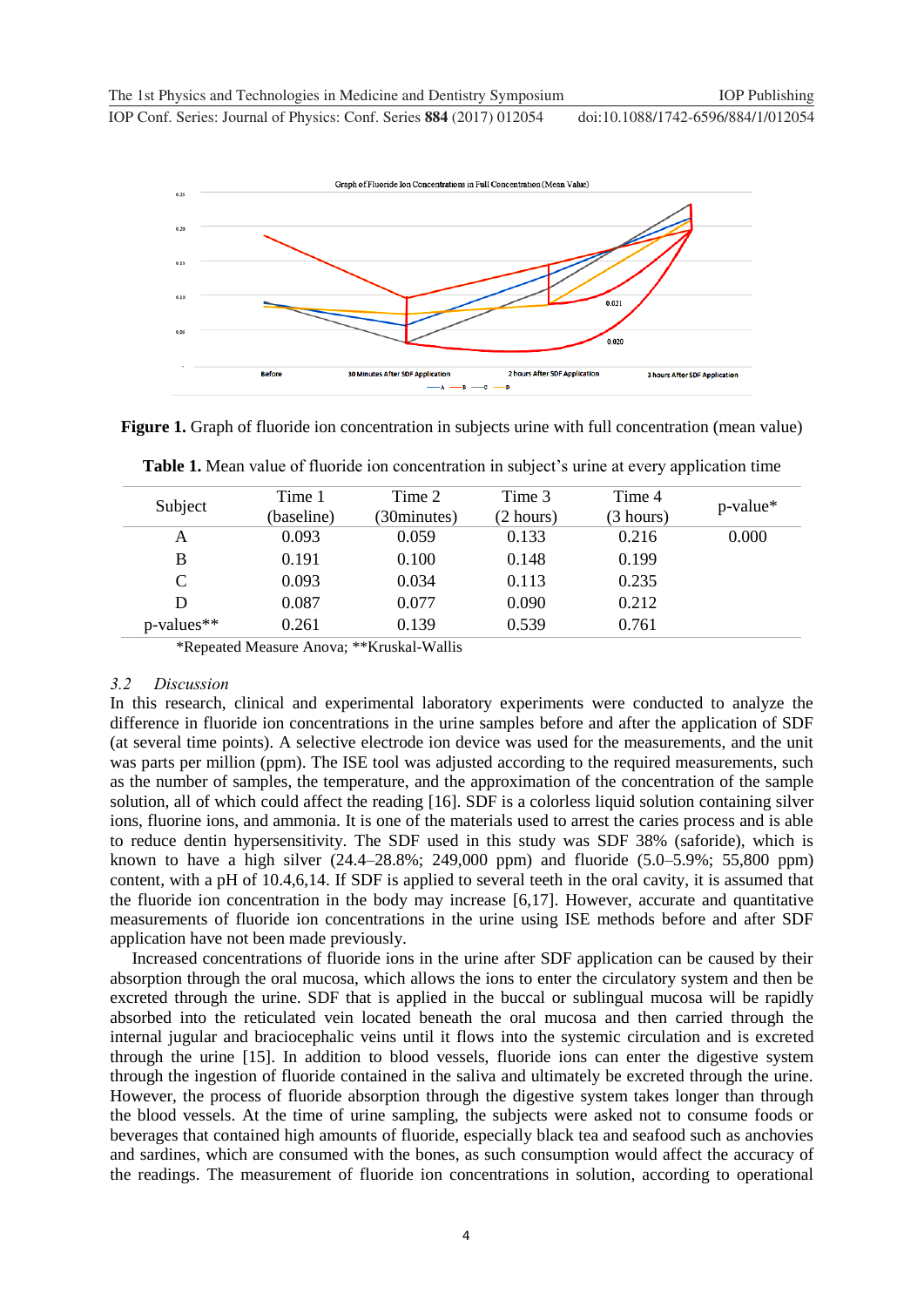**Figure 1.** Graph of fluoride ion concentration in subjects urine with full concentration (mean value)

**Table 1.** Mean value of fluoride ion concentration in subject's urine at every application time

| Subject | Time 1 (baseline) | Time 2 (30minutes) | Time 3 (2 hours) | Time 4 (3 hours) | p-value* |
|---|---|---|---|---|---|
| A | 0.093 | 0.059 | 0.133 | 0.216 | 0.000 |
| B | 0.191 | 0.100 | 0.148 | 0.199 | |
| C | 0.093 | 0.034 | 0.113 | 0.235 | |
| D | 0.087 | 0.077 | 0.090 | 0.212 | |
| p-values** | 0.261 | 0.139 | 0.539 | 0.761 | |

*Repeated Measure Anova; **Kruskal-Wallis

### *3.2 Discussion*

In this research, clinical and experimental laboratory experiments were conducted to analyze the difference in fluoride ion concentrations in the urine samples before and after the application of SDF (at several time points). A selective electrode ion device was used for the measurements, and the unit was parts per million (ppm). The ISE tool was adjusted according to the required measurements, such as the number of samples, the temperature, and the approximation of the concentration of the sample solution, all of which could affect the reading [16]. SDF is a colorless liquid solution containing silver ions, fluorine ions, and ammonia. It is one of the materials used to arrest the caries process and is able to reduce dentin hypersensitivity. The SDF used in this study was SDF 38% (saforide), which is known to have a high silver (24.4–28.8%; 249,000 ppm) and fluoride (5.0–5.9%; 55,800 ppm) content, with a pH of 10.4,6,14. If SDF is applied to several teeth in the oral cavity, it is assumed that the fluoride ion concentration in the body may increase [6,17]. However, accurate and quantitative measurements of fluoride ion concentrations in the urine using ISE methods before and after SDF application have not been made previously.

Increased concentrations of fluoride ions in the urine after SDF application can be caused by their absorption through the oral mucosa, which allows the ions to enter the circulatory system and then be excreted through the urine. SDF that is applied in the buccal or sublingual mucosa will be rapidly absorbed into the reticulated vein located beneath the oral mucosa and then carried through the internal jugular and braciocephalic veins until it flows into the systemic circulation and is excreted through the urine [15]. In addition to blood vessels, fluoride ions can enter the digestive system through the ingestion of fluoride contained in the saliva and ultimately be excreted through the urine. However, the process of fluoride absorption through the digestive system takes longer than through the blood vessels. At the time of urine sampling, the subjects were asked not to consume foods or beverages that contained high amounts of fluoride, especially black tea and seafood such as anchovies and sardines, which are consumed with the bones, as such consumption would affect the accuracy of the readings. The measurement of fluoride ion concentrations in solution, according to operational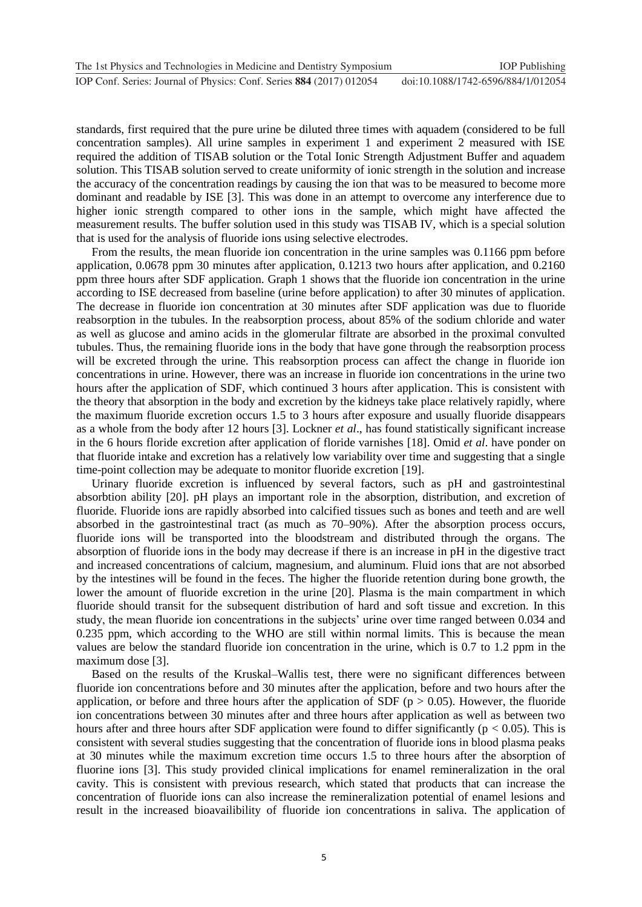standards, first required that the pure urine be diluted three times with aquadem (considered to be full concentration samples). All urine samples in experiment 1 and experiment 2 measured with ISE required the addition of TISAB solution or the Total Ionic Strength Adjustment Buffer and aquadem solution. This TISAB solution served to create uniformity of ionic strength in the solution and increase the accuracy of the concentration readings by causing the ion that was to be measured to become more dominant and readable by ISE [3]. This was done in an attempt to overcome any interference due to higher ionic strength compared to other ions in the sample, which might have affected the measurement results. The buffer solution used in this study was TISAB IV, which is a special solution that is used for the analysis of fluoride ions using selective electrodes.

From the results, the mean fluoride ion concentration in the urine samples was 0.1166 ppm before application, 0.0678 ppm 30 minutes after application, 0.1213 two hours after application, and 0.2160 ppm three hours after SDF application. Graph 1 shows that the fluoride ion concentration in the urine according to ISE decreased from baseline (urine before application) to after 30 minutes of application. The decrease in fluoride ion concentration at 30 minutes after SDF application was due to fluoride reabsorption in the tubules. In the reabsorption process, about 85% of the sodium chloride and water as well as glucose and amino acids in the glomerular filtrate are absorbed in the proximal convulted tubules. Thus, the remaining fluoride ions in the body that have gone through the reabsorption process will be excreted through the urine. This reabsorption process can affect the change in fluoride ion concentrations in urine. However, there was an increase in fluoride ion concentrations in the urine two hours after the application of SDF, which continued 3 hours after application. This is consistent with the theory that absorption in the body and excretion by the kidneys take place relatively rapidly, where the maximum fluoride excretion occurs 1.5 to 3 hours after exposure and usually fluoride disappears as a whole from the body after 12 hours [3]. Lockner *et al*., has found statistically significant increase in the 6 hours floride excretion after application of floride varnishes [18]. Omid *et al*. have ponder on that fluoride intake and excretion has a relatively low variability over time and suggesting that a single time-point collection may be adequate to monitor fluoride excretion [19].

Urinary fluoride excretion is influenced by several factors, such as pH and gastrointestinal absorbtion ability [20]. pH plays an important role in the absorption, distribution, and excretion of fluoride. Fluoride ions are rapidly absorbed into calcified tissues such as bones and teeth and are well absorbed in the gastrointestinal tract (as much as 70–90%). After the absorption process occurs, fluoride ions will be transported into the bloodstream and distributed through the organs. The absorption of fluoride ions in the body may decrease if there is an increase in pH in the digestive tract and increased concentrations of calcium, magnesium, and aluminum. Fluid ions that are not absorbed by the intestines will be found in the feces. The higher the fluoride retention during bone growth, the lower the amount of fluoride excretion in the urine [20]. Plasma is the main compartment in which fluoride should transit for the subsequent distribution of hard and soft tissue and excretion. In this study, the mean fluoride ion concentrations in the subjects' urine over time ranged between 0.034 and 0.235 ppm, which according to the WHO are still within normal limits. This is because the mean values are below the standard fluoride ion concentration in the urine, which is 0.7 to 1.2 ppm in the maximum dose [3].

Based on the results of the Kruskal–Wallis test, there were no significant differences between fluoride ion concentrations before and 30 minutes after the application, before and two hours after the application, or before and three hours after the application of SDF ($p > 0.05$). However, the fluoride ion concentrations between 30 minutes after and three hours after application as well as between two hours after and three hours after SDF application were found to differ significantly ($p < 0.05$). This is consistent with several studies suggesting that the concentration of fluoride ions in blood plasma peaks at 30 minutes while the maximum excretion time occurs 1.5 to three hours after the absorption of fluorine ions [3]. This study provided clinical implications for enamel remineralization in the oral cavity. This is consistent with previous research, which stated that products that can increase the concentration of fluoride ions can also increase the remineralization potential of enamel lesions and result in the increased bioavailibility of fluoride ion concentrations in saliva. The application of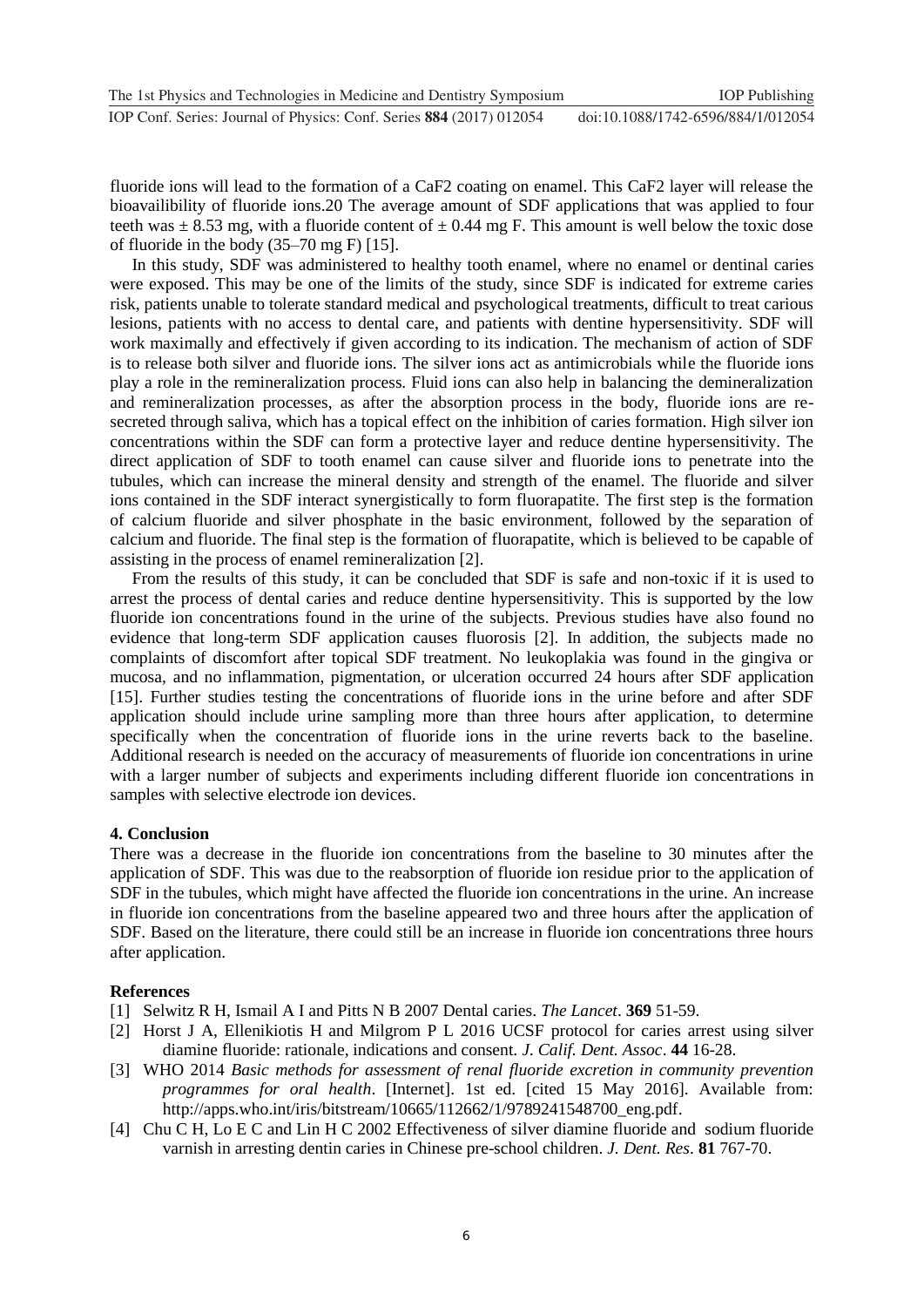fluoride ions will lead to the formation of a CaF2 coating on enamel. This CaF2 layer will release the bioavailibility of fluoride ions.20 The average amount of SDF applications that was applied to four teeth was ± 8.53 mg, with a fluoride content of ± 0.44 mg F. This amount is well below the toxic dose of fluoride in the body (35–70 mg F) [15].

In this study, SDF was administered to healthy tooth enamel, where no enamel or dentinal caries were exposed. This may be one of the limits of the study, since SDF is indicated for extreme caries risk, patients unable to tolerate standard medical and psychological treatments, difficult to treat carious lesions, patients with no access to dental care, and patients with dentine hypersensitivity. SDF will work maximally and effectively if given according to its indication. The mechanism of action of SDF is to release both silver and fluoride ions. The silver ions act as antimicrobials while the fluoride ions play a role in the remineralization process. Fluid ions can also help in balancing the demineralization and remineralization processes, as after the absorption process in the body, fluoride ions are re-secreted through saliva, which has a topical effect on the inhibition of caries formation. High silver ion concentrations within the SDF can form a protective layer and reduce dentine hypersensitivity. The direct application of SDF to tooth enamel can cause silver and fluoride ions to penetrate into the tubules, which can increase the mineral density and strength of the enamel. The fluoride and silver ions contained in the SDF interact synergistically to form fluorapatite. The first step is the formation of calcium fluoride and silver phosphate in the basic environment, followed by the separation of calcium and fluoride. The final step is the formation of fluorapatite, which is believed to be capable of assisting in the process of enamel remineralization [2].

From the results of this study, it can be concluded that SDF is safe and non-toxic if it is used to arrest the process of dental caries and reduce dentine hypersensitivity. This is supported by the low fluoride ion concentrations found in the urine of the subjects. Previous studies have also found no evidence that long-term SDF application causes fluorosis [2]. In addition, the subjects made no complaints of discomfort after topical SDF treatment. No leukoplakia was found in the gingiva or mucosa, and no inflammation, pigmentation, or ulceration occurred 24 hours after SDF application [15]. Further studies testing the concentrations of fluoride ions in the urine before and after SDF application should include urine sampling more than three hours after application, to determine specifically when the concentration of fluoride ions in the urine reverts back to the baseline. Additional research is needed on the accuracy of measurements of fluoride ion concentrations in urine with a larger number of subjects and experiments including different fluoride ion concentrations in samples with selective electrode ion devices.

## 4. Conclusion

There was a decrease in the fluoride ion concentrations from the baseline to 30 minutes after the application of SDF. This was due to the reabsorption of fluoride ion residue prior to the application of SDF in the tubules, which might have affected the fluoride ion concentrations in the urine. An increase in fluoride ion concentrations from the baseline appeared two and three hours after the application of SDF. Based on the literature, there could still be an increase in fluoride ion concentrations three hours after application.

## References

[1] Selwitz R H, Ismail A I and Pitts N B 2007 Dental caries. *The Lancet*. **369** 51-59.

[2] Horst J A, Ellenikiotis H and Milgrom P L 2016 UCSF protocol for caries arrest using silver diamine fluoride: rationale, indications and consent. *J. Calif. Dent. Assoc*. **44** 16-28.

[3] WHO 2014 *Basic methods for assessment of renal fluoride excretion in community prevention programmes for oral health*. [Internet]. 1st ed. [cited 15 May 2016]. Available from: http://apps.who.int/iris/bitstream/10665/112662/1/9789241548700_eng.pdf.

[4] Chu C H, Lo E C and Lin H C 2002 Effectiveness of silver diamine fluoride and sodium fluoride varnish in arresting dentin caries in Chinese pre-school children. *J. Dent. Res*. **81** 767-70.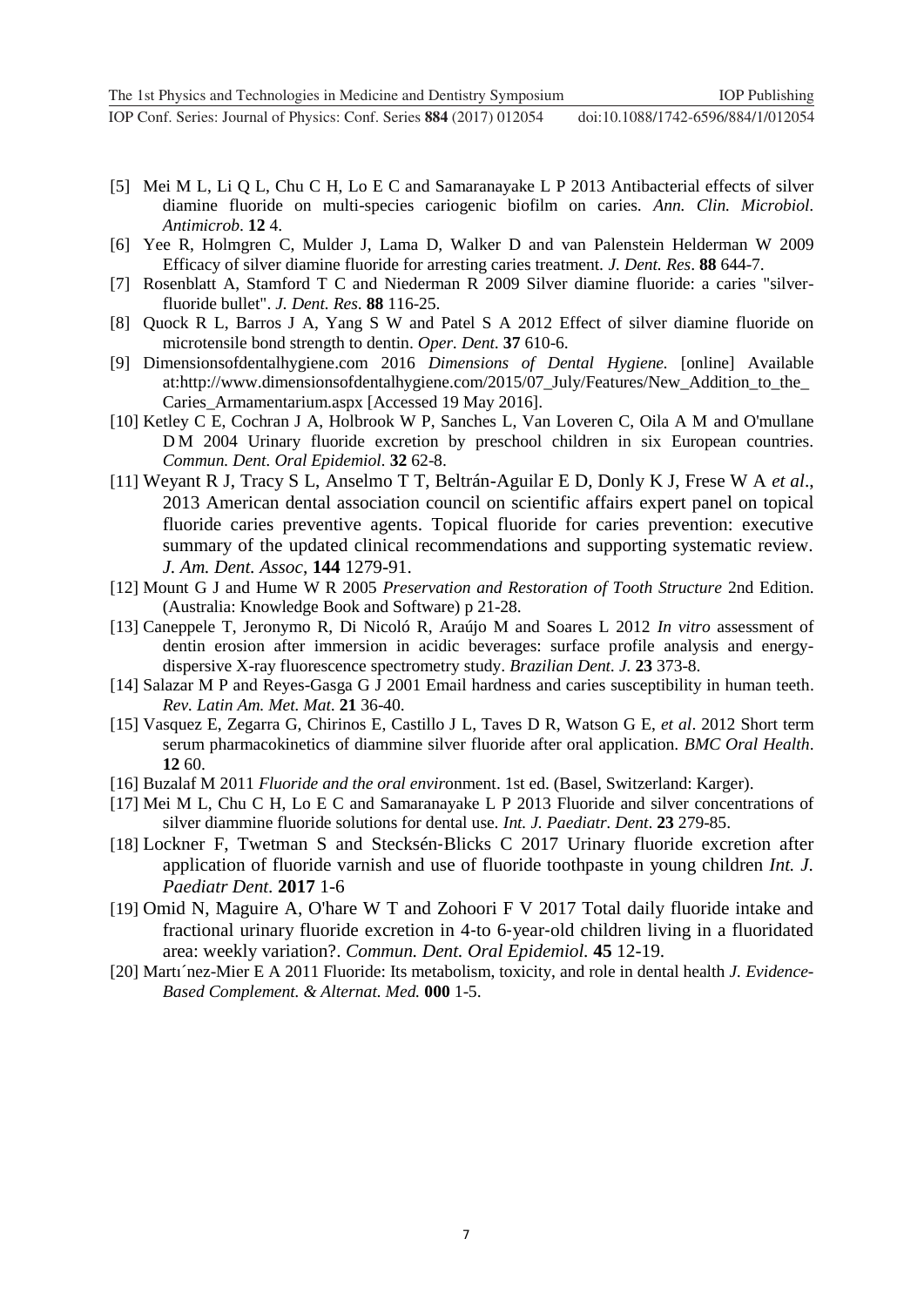[5] Mei M L, Li Q L, Chu C H, Lo E C and Samaranayake L P 2013 Antibacterial effects of silver diamine fluoride on multi-species cariogenic biofilm on caries. *Ann. Clin. Microbiol. Antimicrob*. **12** 4.

[6] Yee R, Holmgren C, Mulder J, Lama D, Walker D and van Palenstein Helderman W 2009 Efficacy of silver diamine fluoride for arresting caries treatment. *J. Dent. Res*. **88** 644-7.

[7] Rosenblatt A, Stamford T C and Niederman R 2009 Silver diamine fluoride: a caries "silver-fluoride bullet". *J. Dent. Res*. **88** 116-25.

[8] Quock R L, Barros J A, Yang S W and Patel S A 2012 Effect of silver diamine fluoride on microtensile bond strength to dentin. *Oper. Dent*. **37** 610-6.

[9] Dimensionsofdentalhygiene.com 2016 *Dimensions of Dental Hygiene*. [online] Available at:http://www.dimensionsofdentalhygiene.com/2015/07_July/Features/New_Addition_to_the_Caries_Armamentarium.aspx [Accessed 19 May 2016].

[10] Ketley C E, Cochran J A, Holbrook W P, Sanches L, Van Loveren C, Oila A M and O'mullane D M 2004 Urinary fluoride excretion by preschool children in six European countries. *Commun. Dent. Oral Epidemiol*. **32** 62-8.

[11] Weyant R J, Tracy S L, Anselmo T T, Beltrán-Aguilar E D, Donly K J, Frese W A *et al*., 2013 American dental association council on scientific affairs expert panel on topical fluoride caries preventive agents. Topical fluoride for caries prevention: executive summary of the updated clinical recommendations and supporting systematic review. *J. Am. Dent. Assoc*, **144** 1279-91.

[12] Mount G J and Hume W R 2005 *Preservation and Restoration of Tooth Structure* 2nd Edition. (Australia: Knowledge Book and Software) p 21-28.

[13] Caneppele T, Jeronymo R, Di Nicoló R, Araújo M and Soares L 2012 *In vitro* assessment of dentin erosion after immersion in acidic beverages: surface profile analysis and energy-dispersive X-ray fluorescence spectrometry study. *Brazilian Dent. J*. **23** 373-8.

[14] Salazar M P and Reyes-Gasga G J 2001 Email hardness and caries susceptibility in human teeth. *Rev. Latin Am. Met. Mat*. **21** 36-40.

[15] Vasquez E, Zegarra G, Chirinos E, Castillo J L, Taves D R, Watson G E, *et al*. 2012 Short term serum pharmacokinetics of diammine silver fluoride after oral application. *BMC Oral Health*. **12** 60.

[16] Buzalaf M 2011 *Fluoride and the oral environment*. 1st ed. (Basel, Switzerland: Karger).

[17] Mei M L, Chu C H, Lo E C and Samaranayake L P 2013 Fluoride and silver concentrations of silver diammine fluoride solutions for dental use. *Int. J. Paediatr. Dent*. **23** 279-85.

[18] Lockner F, Twetman S and Stecksén-Blicks C 2017 Urinary fluoride excretion after application of fluoride varnish and use of fluoride toothpaste in young children *Int. J. Paediatr Dent*. **2017** 1-6

[19] Omid N, Maguire A, O'hare W T and Zohoori F V 2017 Total daily fluoride intake and fractional urinary fluoride excretion in 4-to 6-year-old children living in a fluoridated area: weekly variation?. *Commun. Dent. Oral Epidemiol.* **45** 12-19.

[20] Martı´nez-Mier E A 2011 Fluoride: Its metabolism, toxicity, and role in dental health *J. Evidence-Based Complement. & Alternat. Med.* **000** 1-5.